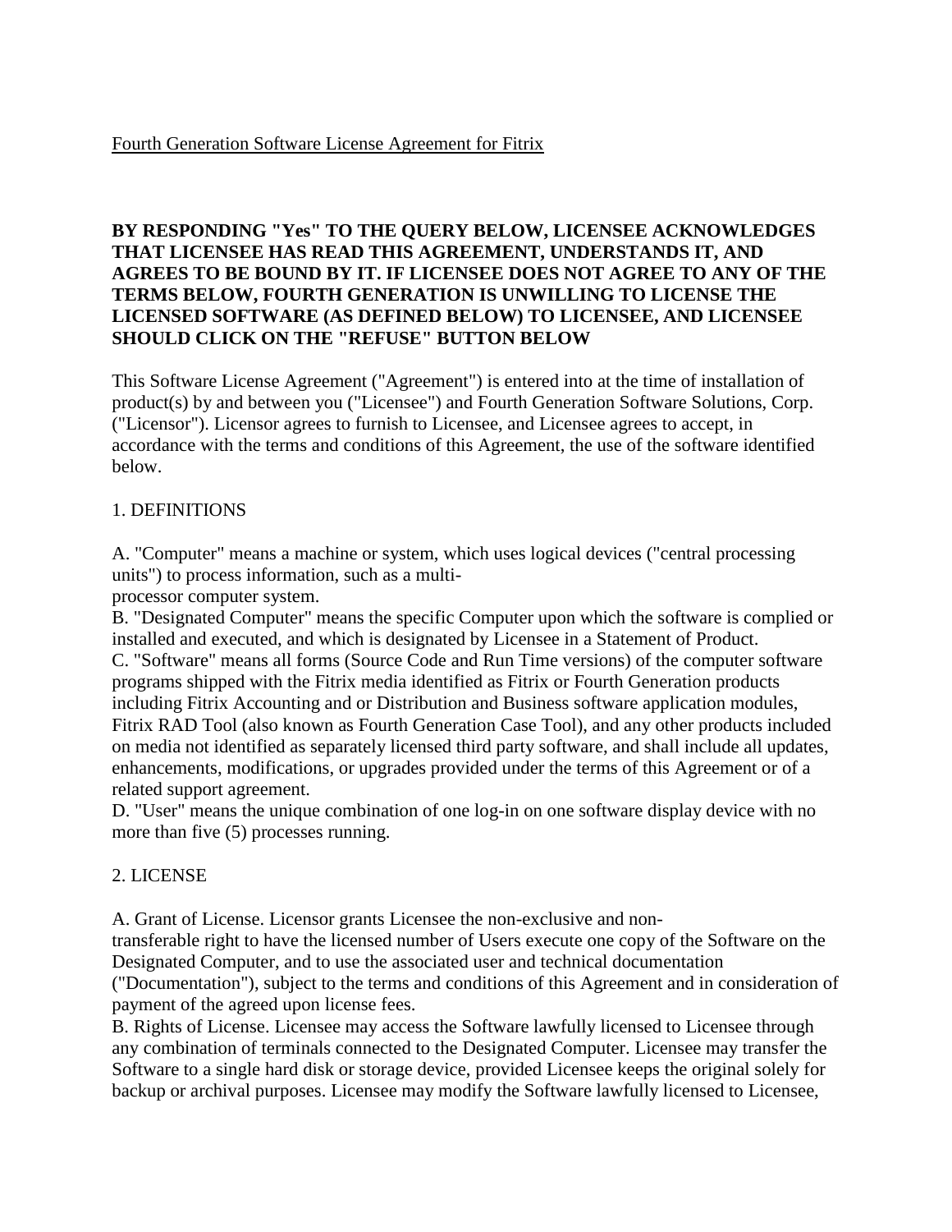Fourth Generation Software License Agreement for Fitrix

**BY RESPONDING "Yes" TO THE QUERY BELOW, LICENSEE ACKNOWLEDGES THAT LICENSEE HAS READ THIS AGREEMENT, UNDERSTANDS IT, AND AGREES TO BE BOUND BY IT. IF LICENSEE DOES NOT AGREE TO ANY OF THE TERMS BELOW, FOURTH GENERATION IS UNWILLING TO LICENSE THE LICENSED SOFTWARE (AS DEFINED BELOW) TO LICENSEE, AND LICENSEE SHOULD CLICK ON THE "REFUSE" BUTTON BELOW**

This Software License Agreement ("Agreement") is entered into at the time of installation of product(s) by and between you ("Licensee") and Fourth Generation Software Solutions, Corp. ("Licensor"). Licensor agrees to furnish to Licensee, and Licensee agrees to accept, in accordance with the terms and conditions of this Agreement, the use of the software identified below.

1. DEFINITIONS

A. "Computer" means a machine or system, which uses logical devices ("central processing units") to process information, such as a multi-processor computer system.
B. "Designated Computer" means the specific Computer upon which the software is complied or installed and executed, and which is designated by Licensee in a Statement of Product.
C. "Software" means all forms (Source Code and Run Time versions) of the computer software programs shipped with the Fitrix media identified as Fitrix or Fourth Generation products including Fitrix Accounting and or Distribution and Business software application modules, Fitrix RAD Tool (also known as Fourth Generation Case Tool), and any other products included on media not identified as separately licensed third party software, and shall include all updates, enhancements, modifications, or upgrades provided under the terms of this Agreement or of a related support agreement.
D. "User" means the unique combination of one log-in on one software display device with no more than five (5) processes running.

2. LICENSE

A. Grant of License. Licensor grants Licensee the non-exclusive and non-transferable right to have the licensed number of Users execute one copy of the Software on the Designated Computer, and to use the associated user and technical documentation ("Documentation"), subject to the terms and conditions of this Agreement and in consideration of payment of the agreed upon license fees.
B. Rights of License. Licensee may access the Software lawfully licensed to Licensee through any combination of terminals connected to the Designated Computer. Licensee may transfer the Software to a single hard disk or storage device, provided Licensee keeps the original solely for backup or archival purposes. Licensee may modify the Software lawfully licensed to Licensee,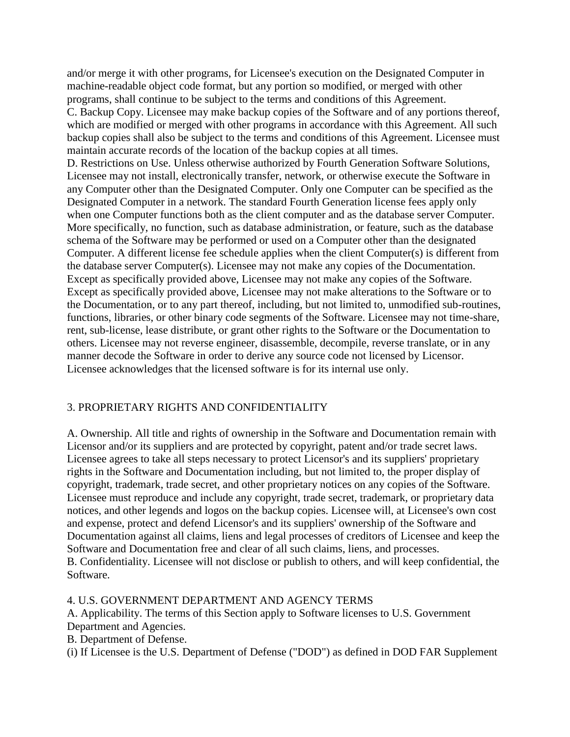and/or merge it with other programs, for Licensee's execution on the Designated Computer in machine-readable object code format, but any portion so modified, or merged with other programs, shall continue to be subject to the terms and conditions of this Agreement.

C. Backup Copy. Licensee may make backup copies of the Software and of any portions thereof, which are modified or merged with other programs in accordance with this Agreement. All such backup copies shall also be subject to the terms and conditions of this Agreement. Licensee must maintain accurate records of the location of the backup copies at all times.

D. Restrictions on Use. Unless otherwise authorized by Fourth Generation Software Solutions, Licensee may not install, electronically transfer, network, or otherwise execute the Software in any Computer other than the Designated Computer. Only one Computer can be specified as the Designated Computer in a network. The standard Fourth Generation license fees apply only when one Computer functions both as the client computer and as the database server Computer. More specifically, no function, such as database administration, or feature, such as the database schema of the Software may be performed or used on a Computer other than the designated Computer. A different license fee schedule applies when the client Computer(s) is different from the database server Computer(s). Licensee may not make any copies of the Documentation. Except as specifically provided above, Licensee may not make any copies of the Software. Except as specifically provided above, Licensee may not make alterations to the Software or to the Documentation, or to any part thereof, including, but not limited to, unmodified sub-routines, functions, libraries, or other binary code segments of the Software. Licensee may not time-share, rent, sub-license, lease distribute, or grant other rights to the Software or the Documentation to others. Licensee may not reverse engineer, disassemble, decompile, reverse translate, or in any manner decode the Software in order to derive any source code not licensed by Licensor. Licensee acknowledges that the licensed software is for its internal use only.

## 3. PROPRIETARY RIGHTS AND CONFIDENTIALITY

A. Ownership. All title and rights of ownership in the Software and Documentation remain with Licensor and/or its suppliers and are protected by copyright, patent and/or trade secret laws. Licensee agrees to take all steps necessary to protect Licensor's and its suppliers' proprietary rights in the Software and Documentation including, but not limited to, the proper display of copyright, trademark, trade secret, and other proprietary notices on any copies of the Software. Licensee must reproduce and include any copyright, trade secret, trademark, or proprietary data notices, and other legends and logos on the backup copies. Licensee will, at Licensee's own cost and expense, protect and defend Licensor's and its suppliers' ownership of the Software and Documentation against all claims, liens and legal processes of creditors of Licensee and keep the Software and Documentation free and clear of all such claims, liens, and processes.

B. Confidentiality. Licensee will not disclose or publish to others, and will keep confidential, the Software.

## 4. U.S. GOVERNMENT DEPARTMENT AND AGENCY TERMS

A. Applicability. The terms of this Section apply to Software licenses to U.S. Government Department and Agencies.

B. Department of Defense.

(i) If Licensee is the U.S. Department of Defense ("DOD") as defined in DOD FAR Supplement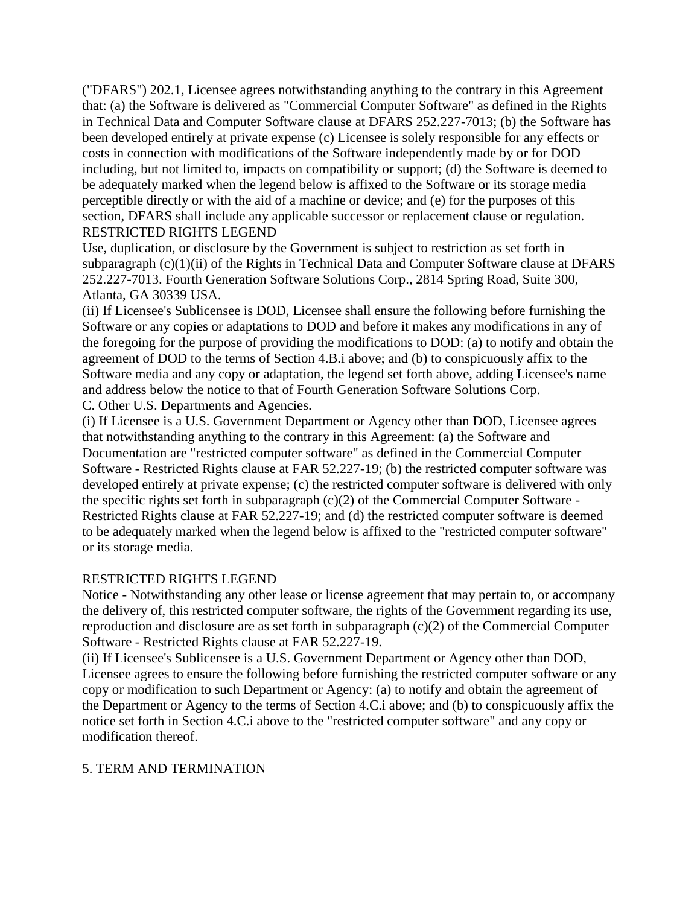("DFARS") 202.1, Licensee agrees notwithstanding anything to the contrary in this Agreement that: (a) the Software is delivered as "Commercial Computer Software" as defined in the Rights in Technical Data and Computer Software clause at DFARS 252.227-7013; (b) the Software has been developed entirely at private expense (c) Licensee is solely responsible for any effects or costs in connection with modifications of the Software independently made by or for DOD including, but not limited to, impacts on compatibility or support; (d) the Software is deemed to be adequately marked when the legend below is affixed to the Software or its storage media perceptible directly or with the aid of a machine or device; and (e) for the purposes of this section, DFARS shall include any applicable successor or replacement clause or regulation.

RESTRICTED RIGHTS LEGEND

Use, duplication, or disclosure by the Government is subject to restriction as set forth in subparagraph (c)(1)(ii) of the Rights in Technical Data and Computer Software clause at DFARS 252.227-7013. Fourth Generation Software Solutions Corp., 2814 Spring Road, Suite 300, Atlanta, GA 30339 USA.

(ii) If Licensee's Sublicensee is DOD, Licensee shall ensure the following before furnishing the Software or any copies or adaptations to DOD and before it makes any modifications in any of the foregoing for the purpose of providing the modifications to DOD: (a) to notify and obtain the agreement of DOD to the terms of Section 4.B.i above; and (b) to conspicuously affix to the Software media and any copy or adaptation, the legend set forth above, adding Licensee's name and address below the notice to that of Fourth Generation Software Solutions Corp.

C. Other U.S. Departments and Agencies.

(i) If Licensee is a U.S. Government Department or Agency other than DOD, Licensee agrees that notwithstanding anything to the contrary in this Agreement: (a) the Software and Documentation are "restricted computer software" as defined in the Commercial Computer Software - Restricted Rights clause at FAR 52.227-19; (b) the restricted computer software was developed entirely at private expense; (c) the restricted computer software is delivered with only the specific rights set forth in subparagraph (c)(2) of the Commercial Computer Software - Restricted Rights clause at FAR 52.227-19; and (d) the restricted computer software is deemed to be adequately marked when the legend below is affixed to the "restricted computer software" or its storage media.

RESTRICTED RIGHTS LEGEND

Notice - Notwithstanding any other lease or license agreement that may pertain to, or accompany the delivery of, this restricted computer software, the rights of the Government regarding its use, reproduction and disclosure are as set forth in subparagraph (c)(2) of the Commercial Computer Software - Restricted Rights clause at FAR 52.227-19.

(ii) If Licensee's Sublicensee is a U.S. Government Department or Agency other than DOD, Licensee agrees to ensure the following before furnishing the restricted computer software or any copy or modification to such Department or Agency: (a) to notify and obtain the agreement of the Department or Agency to the terms of Section 4.C.i above; and (b) to conspicuously affix the notice set forth in Section 4.C.i above to the "restricted computer software" and any copy or modification thereof.

5. TERM AND TERMINATION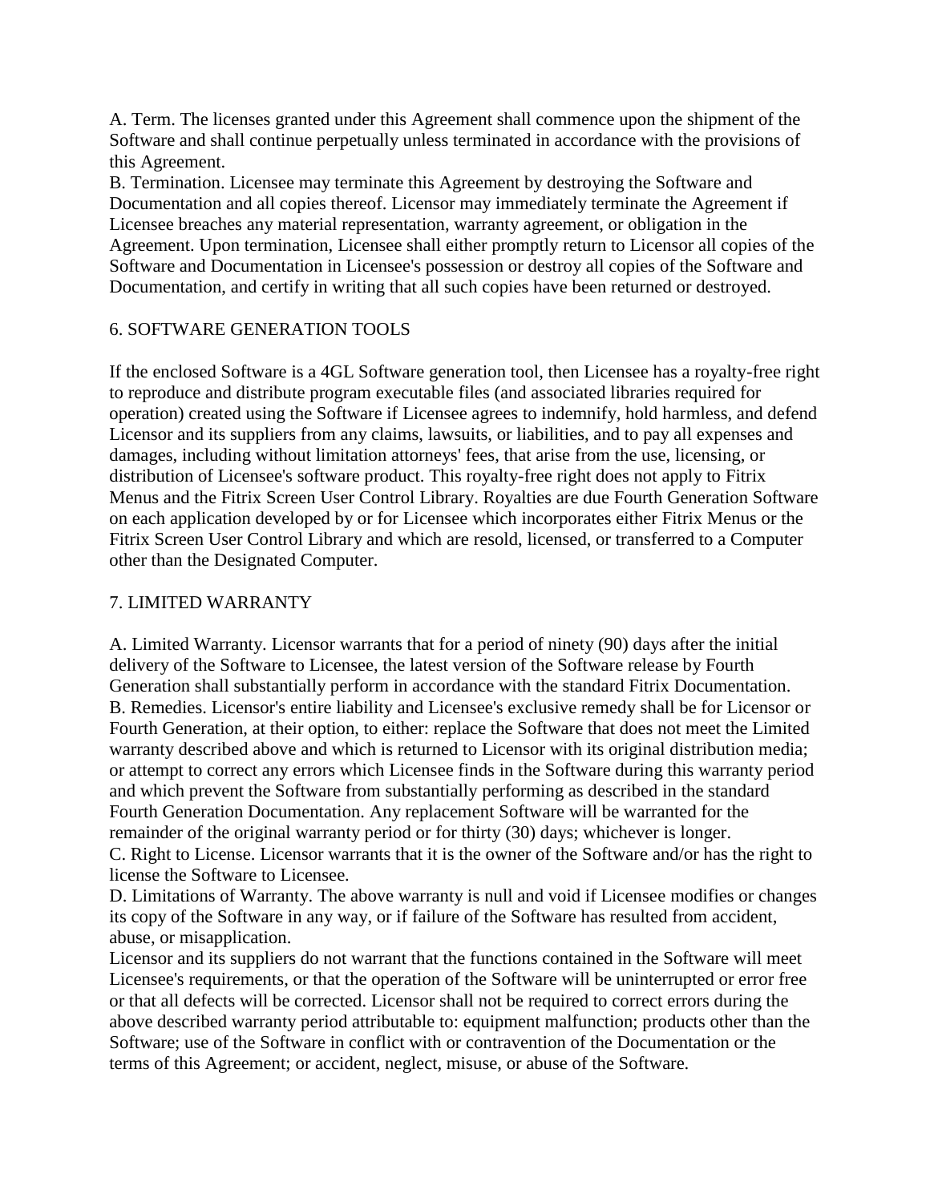A. Term. The licenses granted under this Agreement shall commence upon the shipment of the Software and shall continue perpetually unless terminated in accordance with the provisions of this Agreement.
B. Termination. Licensee may terminate this Agreement by destroying the Software and Documentation and all copies thereof. Licensor may immediately terminate the Agreement if Licensee breaches any material representation, warranty agreement, or obligation in the Agreement. Upon termination, Licensee shall either promptly return to Licensor all copies of the Software and Documentation in Licensee's possession or destroy all copies of the Software and Documentation, and certify in writing that all such copies have been returned or destroyed.

## 6. SOFTWARE GENERATION TOOLS

If the enclosed Software is a 4GL Software generation tool, then Licensee has a royalty-free right to reproduce and distribute program executable files (and associated libraries required for operation) created using the Software if Licensee agrees to indemnify, hold harmless, and defend Licensor and its suppliers from any claims, lawsuits, or liabilities, and to pay all expenses and damages, including without limitation attorneys' fees, that arise from the use, licensing, or distribution of Licensee's software product. This royalty-free right does not apply to Fitrix Menus and the Fitrix Screen User Control Library. Royalties are due Fourth Generation Software on each application developed by or for Licensee which incorporates either Fitrix Menus or the Fitrix Screen User Control Library and which are resold, licensed, or transferred to a Computer other than the Designated Computer.

## 7. LIMITED WARRANTY

A. Limited Warranty. Licensor warrants that for a period of ninety (90) days after the initial delivery of the Software to Licensee, the latest version of the Software release by Fourth Generation shall substantially perform in accordance with the standard Fitrix Documentation.
B. Remedies. Licensor's entire liability and Licensee's exclusive remedy shall be for Licensor or Fourth Generation, at their option, to either: replace the Software that does not meet the Limited warranty described above and which is returned to Licensor with its original distribution media; or attempt to correct any errors which Licensee finds in the Software during this warranty period and which prevent the Software from substantially performing as described in the standard Fourth Generation Documentation. Any replacement Software will be warranted for the remainder of the original warranty period or for thirty (30) days; whichever is longer.
C. Right to License. Licensor warrants that it is the owner of the Software and/or has the right to license the Software to Licensee.
D. Limitations of Warranty. The above warranty is null and void if Licensee modifies or changes its copy of the Software in any way, or if failure of the Software has resulted from accident, abuse, or misapplication.
Licensor and its suppliers do not warrant that the functions contained in the Software will meet Licensee's requirements, or that the operation of the Software will be uninterrupted or error free or that all defects will be corrected. Licensor shall not be required to correct errors during the above described warranty period attributable to: equipment malfunction; products other than the Software; use of the Software in conflict with or contravention of the Documentation or the terms of this Agreement; or accident, neglect, misuse, or abuse of the Software.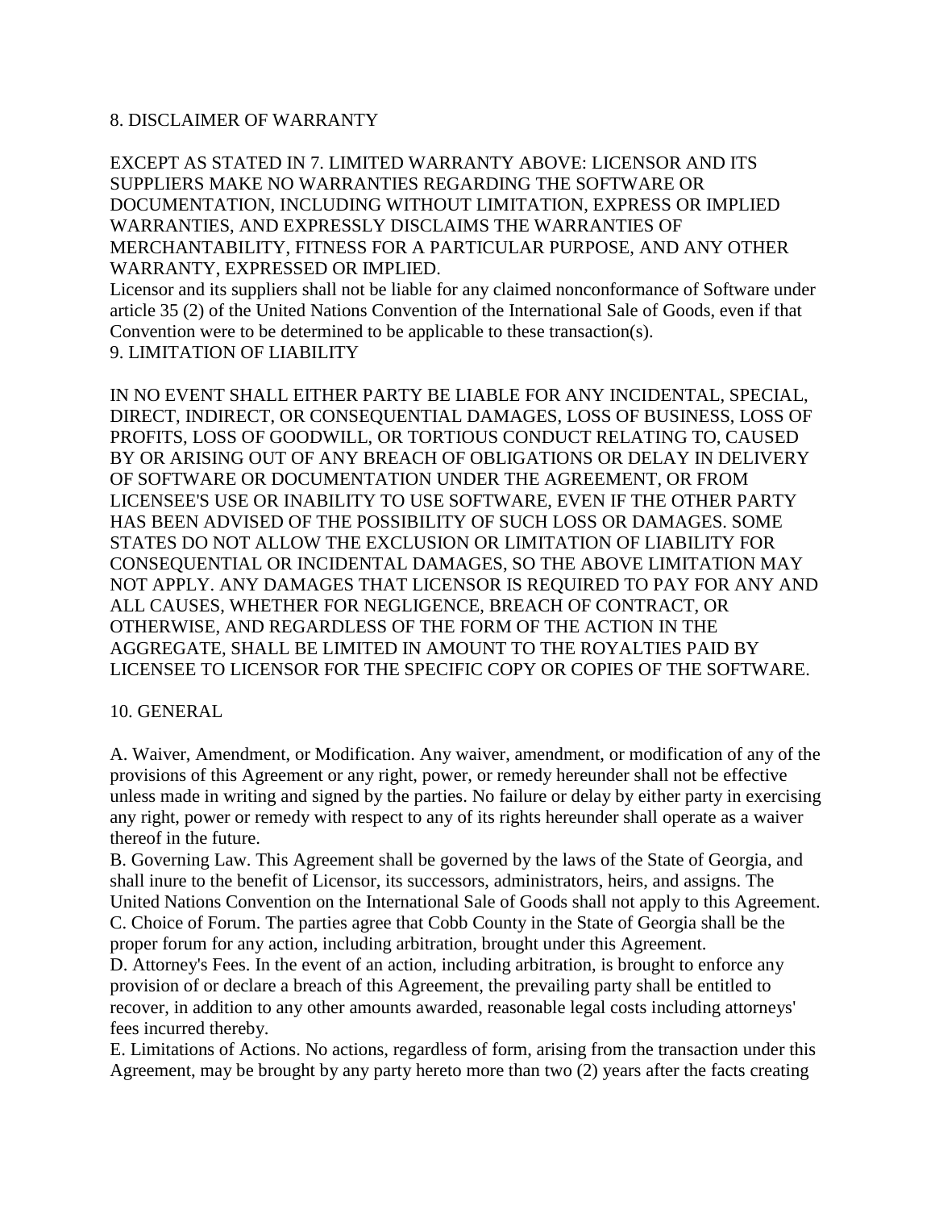## 8. DISCLAIMER OF WARRANTY

EXCEPT AS STATED IN 7. LIMITED WARRANTY ABOVE: LICENSOR AND ITS SUPPLIERS MAKE NO WARRANTIES REGARDING THE SOFTWARE OR DOCUMENTATION, INCLUDING WITHOUT LIMITATION, EXPRESS OR IMPLIED WARRANTIES, AND EXPRESSLY DISCLAIMS THE WARRANTIES OF MERCHANTABILITY, FITNESS FOR A PARTICULAR PURPOSE, AND ANY OTHER WARRANTY, EXPRESSED OR IMPLIED.

Licensor and its suppliers shall not be liable for any claimed nonconformance of Software under article 35 (2) of the United Nations Convention of the International Sale of Goods, even if that Convention were to be determined to be applicable to these transaction(s).

## 9. LIMITATION OF LIABILITY

IN NO EVENT SHALL EITHER PARTY BE LIABLE FOR ANY INCIDENTAL, SPECIAL, DIRECT, INDIRECT, OR CONSEQUENTIAL DAMAGES, LOSS OF BUSINESS, LOSS OF PROFITS, LOSS OF GOODWILL, OR TORTIOUS CONDUCT RELATING TO, CAUSED BY OR ARISING OUT OF ANY BREACH OF OBLIGATIONS OR DELAY IN DELIVERY OF SOFTWARE OR DOCUMENTATION UNDER THE AGREEMENT, OR FROM LICENSEE'S USE OR INABILITY TO USE SOFTWARE, EVEN IF THE OTHER PARTY HAS BEEN ADVISED OF THE POSSIBILITY OF SUCH LOSS OR DAMAGES. SOME STATES DO NOT ALLOW THE EXCLUSION OR LIMITATION OF LIABILITY FOR CONSEQUENTIAL OR INCIDENTAL DAMAGES, SO THE ABOVE LIMITATION MAY NOT APPLY. ANY DAMAGES THAT LICENSOR IS REQUIRED TO PAY FOR ANY AND ALL CAUSES, WHETHER FOR NEGLIGENCE, BREACH OF CONTRACT, OR OTHERWISE, AND REGARDLESS OF THE FORM OF THE ACTION IN THE AGGREGATE, SHALL BE LIMITED IN AMOUNT TO THE ROYALTIES PAID BY LICENSEE TO LICENSOR FOR THE SPECIFIC COPY OR COPIES OF THE SOFTWARE.

## 10. GENERAL

A. Waiver, Amendment, or Modification. Any waiver, amendment, or modification of any of the provisions of this Agreement or any right, power, or remedy hereunder shall not be effective unless made in writing and signed by the parties. No failure or delay by either party in exercising any right, power or remedy with respect to any of its rights hereunder shall operate as a waiver thereof in the future.

B. Governing Law. This Agreement shall be governed by the laws of the State of Georgia, and shall inure to the benefit of Licensor, its successors, administrators, heirs, and assigns. The United Nations Convention on the International Sale of Goods shall not apply to this Agreement.

C. Choice of Forum. The parties agree that Cobb County in the State of Georgia shall be the proper forum for any action, including arbitration, brought under this Agreement.

D. Attorney's Fees. In the event of an action, including arbitration, is brought to enforce any provision of or declare a breach of this Agreement, the prevailing party shall be entitled to recover, in addition to any other amounts awarded, reasonable legal costs including attorneys' fees incurred thereby.

E. Limitations of Actions. No actions, regardless of form, arising from the transaction under this Agreement, may be brought by any party hereto more than two (2) years after the facts creating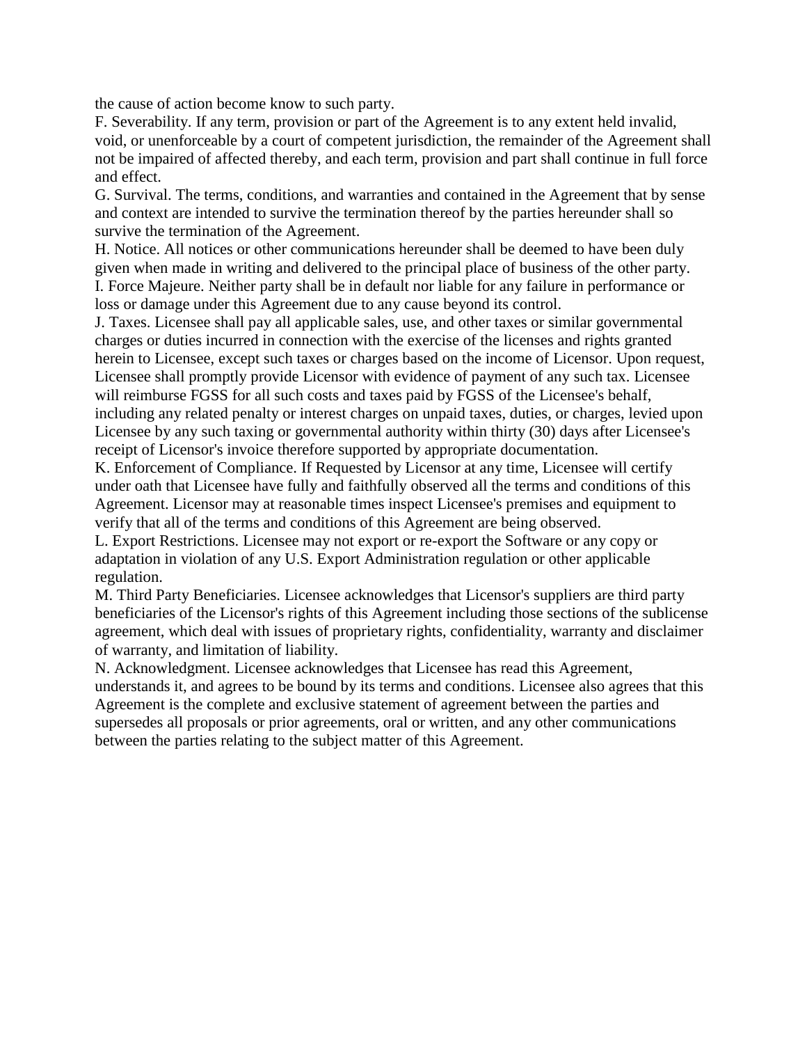the cause of action become know to such party.

F. Severability. If any term, provision or part of the Agreement is to any extent held invalid, void, or unenforceable by a court of competent jurisdiction, the remainder of the Agreement shall not be impaired of affected thereby, and each term, provision and part shall continue in full force and effect.

G. Survival. The terms, conditions, and warranties and contained in the Agreement that by sense and context are intended to survive the termination thereof by the parties hereunder shall so survive the termination of the Agreement.

H. Notice. All notices or other communications hereunder shall be deemed to have been duly given when made in writing and delivered to the principal place of business of the other party.

I. Force Majeure. Neither party shall be in default nor liable for any failure in performance or loss or damage under this Agreement due to any cause beyond its control.

J. Taxes. Licensee shall pay all applicable sales, use, and other taxes or similar governmental charges or duties incurred in connection with the exercise of the licenses and rights granted herein to Licensee, except such taxes or charges based on the income of Licensor. Upon request, Licensee shall promptly provide Licensor with evidence of payment of any such tax. Licensee will reimburse FGSS for all such costs and taxes paid by FGSS of the Licensee's behalf, including any related penalty or interest charges on unpaid taxes, duties, or charges, levied upon Licensee by any such taxing or governmental authority within thirty (30) days after Licensee's receipt of Licensor's invoice therefore supported by appropriate documentation.

K. Enforcement of Compliance. If Requested by Licensor at any time, Licensee will certify under oath that Licensee have fully and faithfully observed all the terms and conditions of this Agreement. Licensor may at reasonable times inspect Licensee's premises and equipment to verify that all of the terms and conditions of this Agreement are being observed.

L. Export Restrictions. Licensee may not export or re-export the Software or any copy or adaptation in violation of any U.S. Export Administration regulation or other applicable regulation.

M. Third Party Beneficiaries. Licensee acknowledges that Licensor's suppliers are third party beneficiaries of the Licensor's rights of this Agreement including those sections of the sublicense agreement, which deal with issues of proprietary rights, confidentiality, warranty and disclaimer of warranty, and limitation of liability.

N. Acknowledgment. Licensee acknowledges that Licensee has read this Agreement, understands it, and agrees to be bound by its terms and conditions. Licensee also agrees that this Agreement is the complete and exclusive statement of agreement between the parties and supersedes all proposals or prior agreements, oral or written, and any other communications between the parties relating to the subject matter of this Agreement.